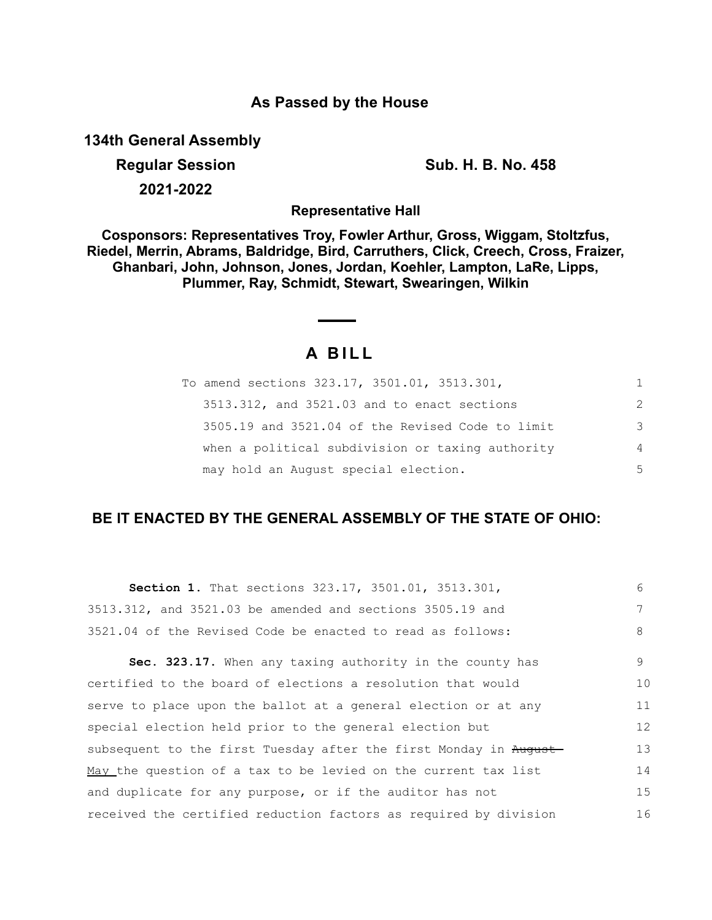## As Passed by the House

**134th General Assembly**

**Regular Session** **Sub. H. B. No. 458**

**2021-2022**

**Representative Hall**

**Cosponsors: Representatives Troy, Fowler Arthur, Gross, Wiggam, Stoltzfus, Riedel, Merrin, Abrams, Baldridge, Bird, Carruthers, Click, Creech, Cross, Fraizer, Ghanbari, John, Johnson, Jones, Jordan, Koehler, Lampton, LaRe, Lipps, Plummer, Ray, Schmidt, Stewart, Swearingen, Wilkin**

# A BILL

To amend sections 323.17, 3501.01, 3513.301, 3513.312, and 3521.03 and to enact sections 3505.19 and 3521.04 of the Revised Code to limit when a political subdivision or taxing authority may hold an August special election.

## BE IT ENACTED BY THE GENERAL ASSEMBLY OF THE STATE OF OHIO:

**Section 1.** That sections 323.17, 3501.01, 3513.301, 3513.312, and 3521.03 be amended and sections 3505.19 and 3521.04 of the Revised Code be enacted to read as follows:

**Sec. 323.17.** When any taxing authority in the county has certified to the board of elections a resolution that would serve to place upon the ballot at a general election or at any special election held prior to the general election but subsequent to the first Tuesday after the first Monday in ~~August~~ May the question of a tax to be levied on the current tax list and duplicate for any purpose, or if the auditor has not received the certified reduction factors as required by division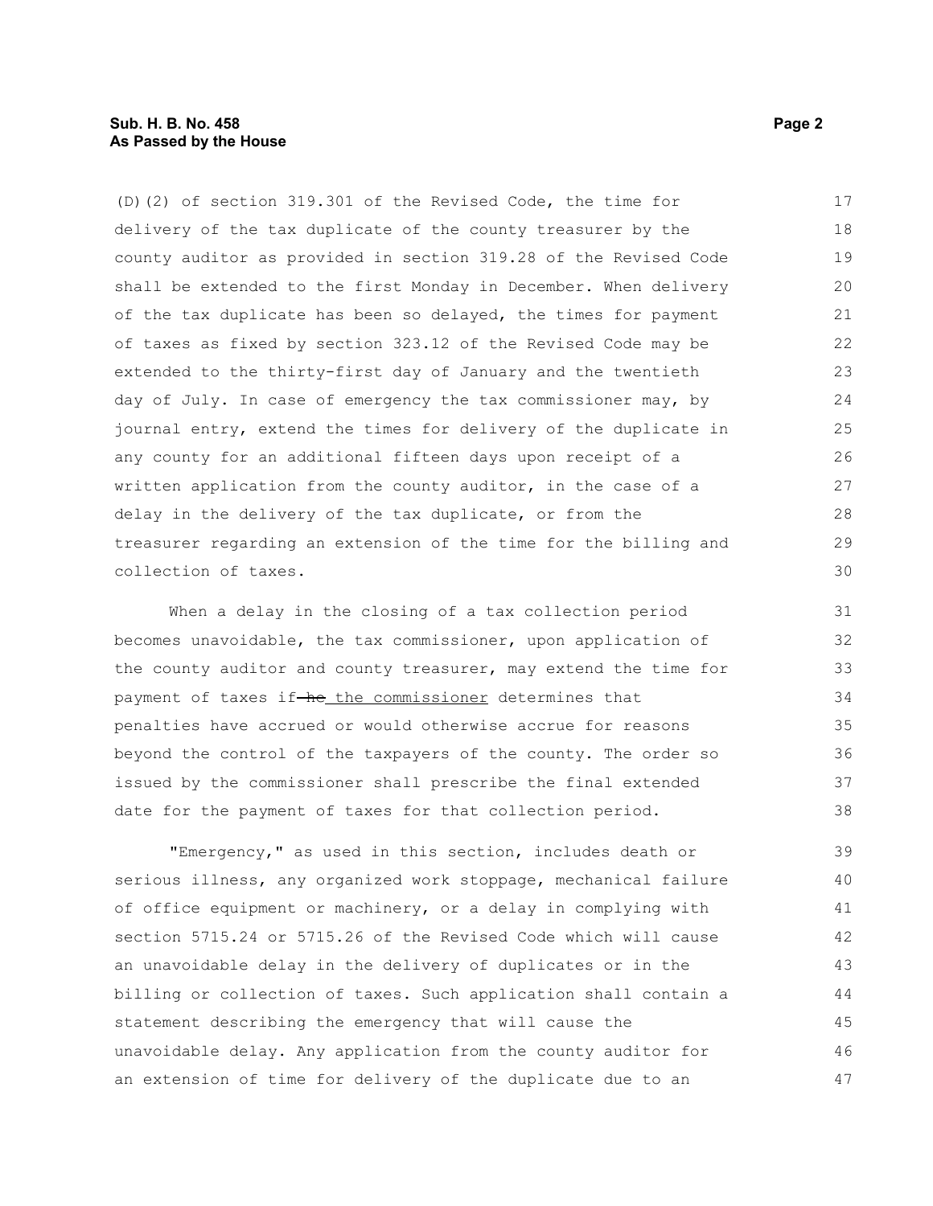(D)(2) of section 319.301 of the Revised Code, the time for delivery of the tax duplicate of the county treasurer by the county auditor as provided in section 319.28 of the Revised Code shall be extended to the first Monday in December. When delivery of the tax duplicate has been so delayed, the times for payment of taxes as fixed by section 323.12 of the Revised Code may be extended to the thirty-first day of January and the twentieth day of July. In case of emergency the tax commissioner may, by journal entry, extend the times for delivery of the duplicate in any county for an additional fifteen days upon receipt of a written application from the county auditor, in the case of a delay in the delivery of the tax duplicate, or from the treasurer regarding an extension of the time for the billing and collection of taxes.

When a delay in the closing of a tax collection period becomes unavoidable, the tax commissioner, upon application of the county auditor and county treasurer, may extend the time for payment of taxes if ~~he~~ <u>the commissioner</u> determines that penalties have accrued or would otherwise accrue for reasons beyond the control of the taxpayers of the county. The order so issued by the commissioner shall prescribe the final extended date for the payment of taxes for that collection period.

"Emergency," as used in this section, includes death or serious illness, any organized work stoppage, mechanical failure of office equipment or machinery, or a delay in complying with section 5715.24 or 5715.26 of the Revised Code which will cause an unavoidable delay in the delivery of duplicates or in the billing or collection of taxes. Such application shall contain a statement describing the emergency that will cause the unavoidable delay. Any application from the county auditor for an extension of time for delivery of the duplicate due to an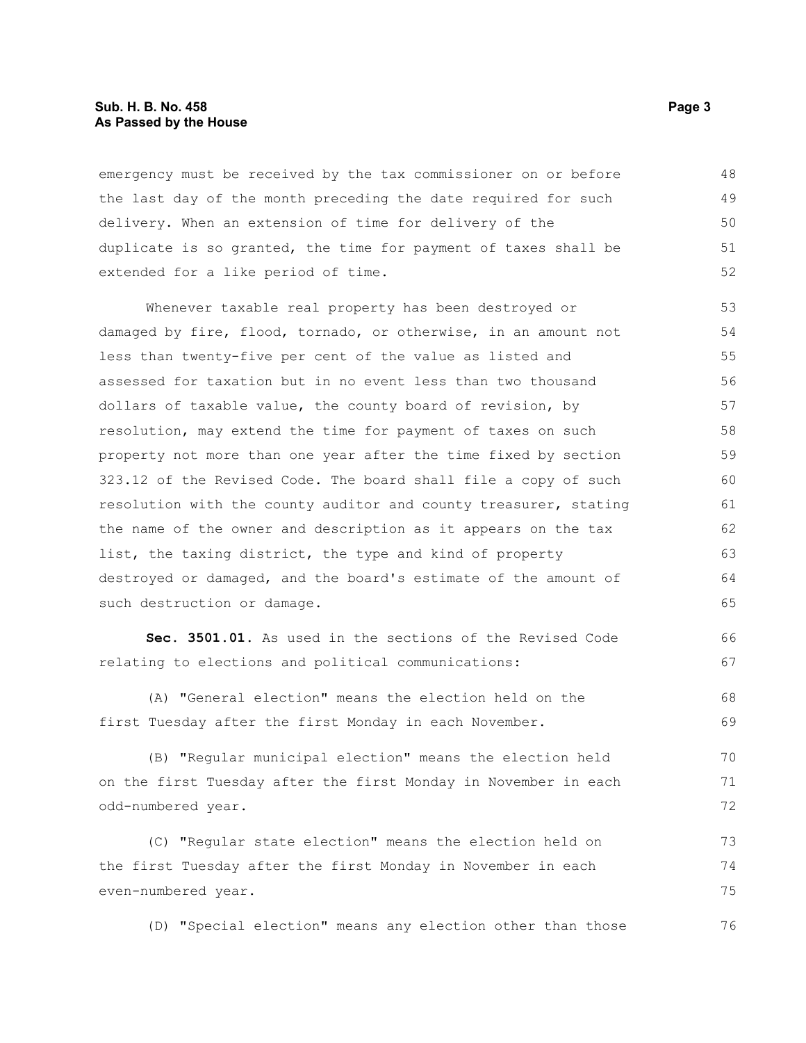emergency must be received by the tax commissioner on or before the last day of the month preceding the date required for such delivery. When an extension of time for delivery of the duplicate is so granted, the time for payment of taxes shall be extended for a like period of time.

Whenever taxable real property has been destroyed or damaged by fire, flood, tornado, or otherwise, in an amount not less than twenty-five per cent of the value as listed and assessed for taxation but in no event less than two thousand dollars of taxable value, the county board of revision, by resolution, may extend the time for payment of taxes on such property not more than one year after the time fixed by section 323.12 of the Revised Code. The board shall file a copy of such resolution with the county auditor and county treasurer, stating the name of the owner and description as it appears on the tax list, the taxing district, the type and kind of property destroyed or damaged, and the board's estimate of the amount of such destruction or damage.

**Sec. 3501.01.** As used in the sections of the Revised Code relating to elections and political communications:

(A) "General election" means the election held on the first Tuesday after the first Monday in each November.

(B) "Regular municipal election" means the election held on the first Tuesday after the first Monday in November in each odd-numbered year.

(C) "Regular state election" means the election held on the first Tuesday after the first Monday in November in each even-numbered year.

(D) "Special election" means any election other than those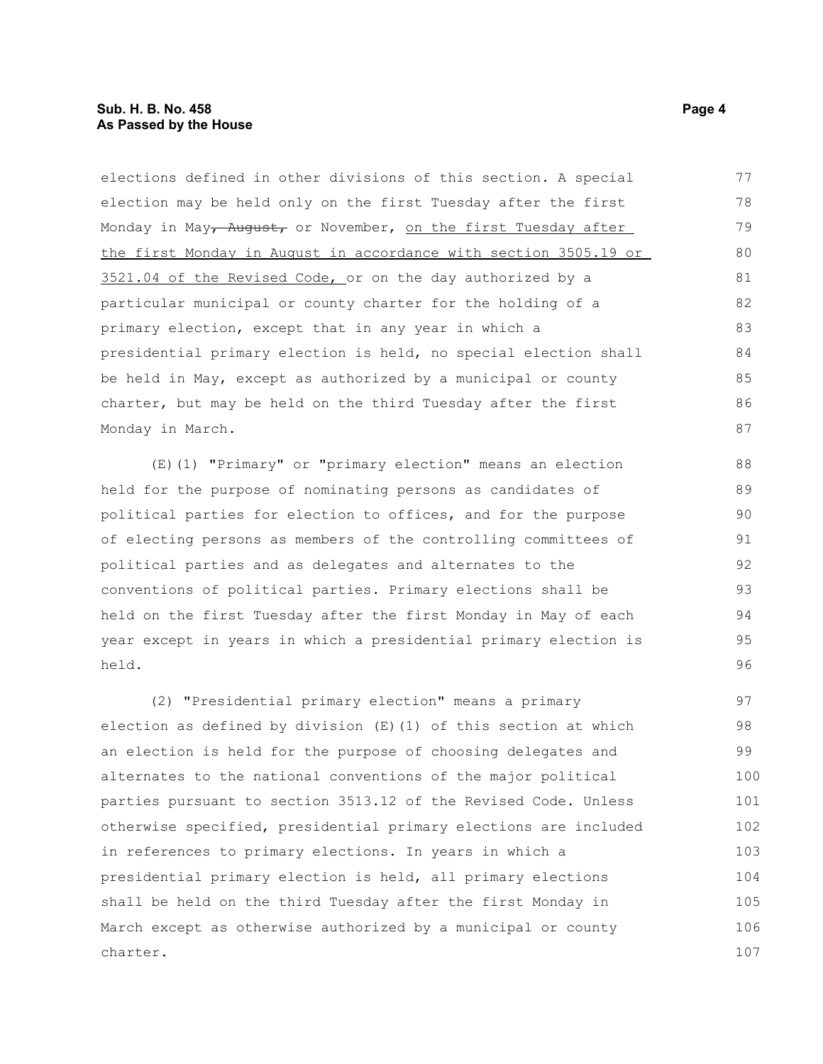elections defined in other divisions of this section. A special election may be held only on the first Tuesday after the first Monday in May~~, August,~~ or November, <u>on the first Tuesday after the first Monday in August in accordance with section 3505.19 or 3521.04 of the Revised Code,</u> or on the day authorized by a particular municipal or county charter for the holding of a primary election, except that in any year in which a presidential primary election is held, no special election shall be held in May, except as authorized by a municipal or county charter, but may be held on the third Tuesday after the first Monday in March.

(E)(1) "Primary" or "primary election" means an election held for the purpose of nominating persons as candidates of political parties for election to offices, and for the purpose of electing persons as members of the controlling committees of political parties and as delegates and alternates to the conventions of political parties. Primary elections shall be held on the first Tuesday after the first Monday in May of each year except in years in which a presidential primary election is held.

(2) "Presidential primary election" means a primary election as defined by division (E)(1) of this section at which an election is held for the purpose of choosing delegates and alternates to the national conventions of the major political parties pursuant to section 3513.12 of the Revised Code. Unless otherwise specified, presidential primary elections are included in references to primary elections. In years in which a presidential primary election is held, all primary elections shall be held on the third Tuesday after the first Monday in March except as otherwise authorized by a municipal or county charter.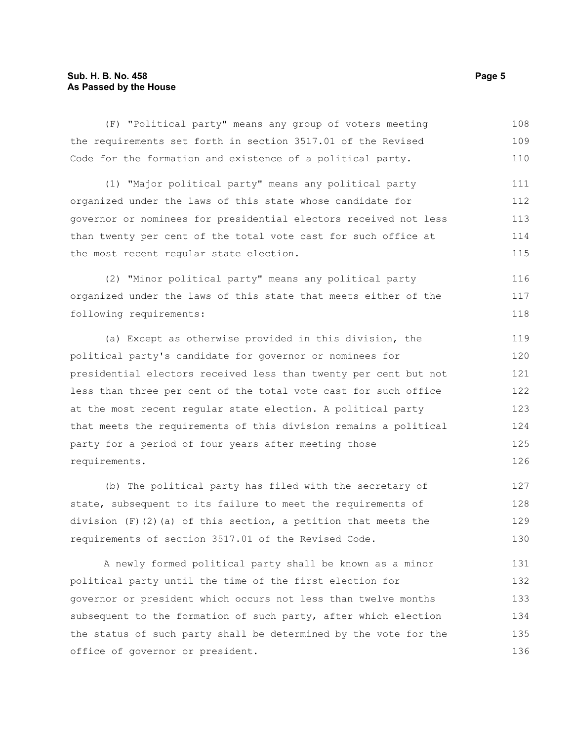(F) "Political party" means any group of voters meeting the requirements set forth in section 3517.01 of the Revised Code for the formation and existence of a political party.

(1) "Major political party" means any political party organized under the laws of this state whose candidate for governor or nominees for presidential electors received not less than twenty per cent of the total vote cast for such office at the most recent regular state election.

(2) "Minor political party" means any political party organized under the laws of this state that meets either of the following requirements:

(a) Except as otherwise provided in this division, the political party's candidate for governor or nominees for presidential electors received less than twenty per cent but not less than three per cent of the total vote cast for such office at the most recent regular state election. A political party that meets the requirements of this division remains a political party for a period of four years after meeting those requirements.

(b) The political party has filed with the secretary of state, subsequent to its failure to meet the requirements of division (F)(2)(a) of this section, a petition that meets the requirements of section 3517.01 of the Revised Code.

A newly formed political party shall be known as a minor political party until the time of the first election for governor or president which occurs not less than twelve months subsequent to the formation of such party, after which election the status of such party shall be determined by the vote for the office of governor or president.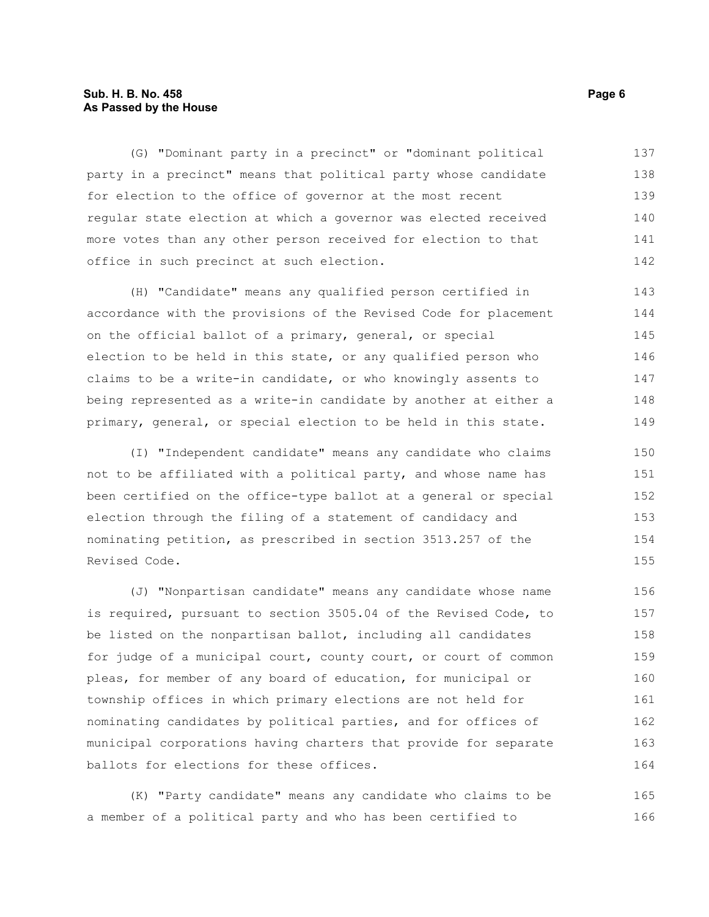(G) "Dominant party in a precinct" or "dominant political party in a precinct" means that political party whose candidate for election to the office of governor at the most recent regular state election at which a governor was elected received more votes than any other person received for election to that office in such precinct at such election.

(H) "Candidate" means any qualified person certified in accordance with the provisions of the Revised Code for placement on the official ballot of a primary, general, or special election to be held in this state, or any qualified person who claims to be a write-in candidate, or who knowingly assents to being represented as a write-in candidate by another at either a primary, general, or special election to be held in this state.

(I) "Independent candidate" means any candidate who claims not to be affiliated with a political party, and whose name has been certified on the office-type ballot at a general or special election through the filing of a statement of candidacy and nominating petition, as prescribed in section 3513.257 of the Revised Code.

(J) "Nonpartisan candidate" means any candidate whose name is required, pursuant to section 3505.04 of the Revised Code, to be listed on the nonpartisan ballot, including all candidates for judge of a municipal court, county court, or court of common pleas, for member of any board of education, for municipal or township offices in which primary elections are not held for nominating candidates by political parties, and for offices of municipal corporations having charters that provide for separate ballots for elections for these offices.

(K) "Party candidate" means any candidate who claims to be a member of a political party and who has been certified to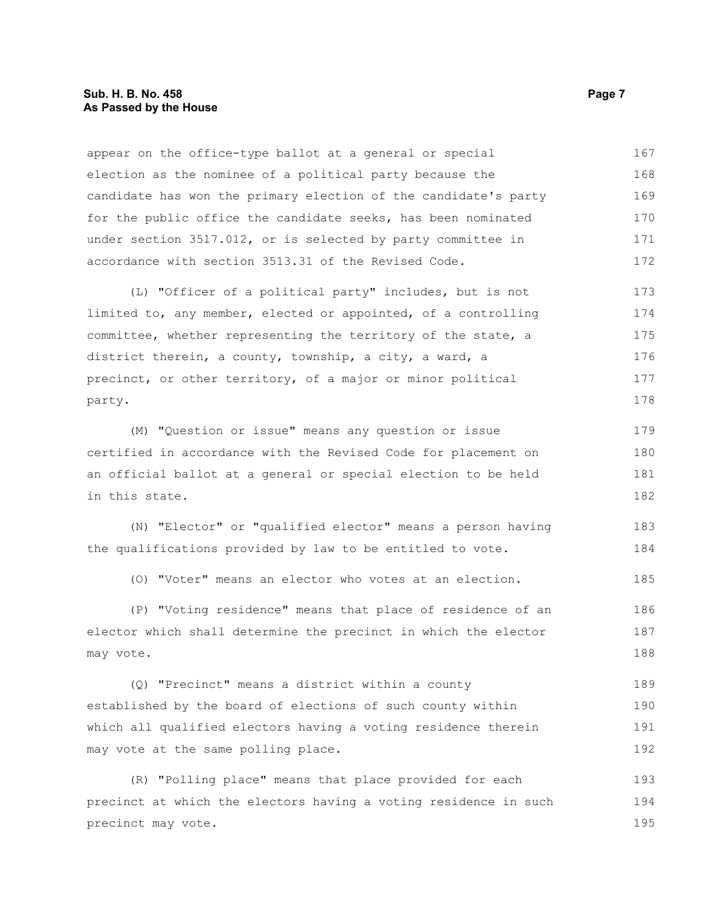appear on the office-type ballot at a general or special election as the nominee of a political party because the candidate has won the primary election of the candidate's party for the public office the candidate seeks, has been nominated under section 3517.012, or is selected by party committee in accordance with section 3513.31 of the Revised Code.

(L) "Officer of a political party" includes, but is not limited to, any member, elected or appointed, of a controlling committee, whether representing the territory of the state, a district therein, a county, township, a city, a ward, a precinct, or other territory, of a major or minor political party.

(M) "Question or issue" means any question or issue certified in accordance with the Revised Code for placement on an official ballot at a general or special election to be held in this state.

(N) "Elector" or "qualified elector" means a person having the qualifications provided by law to be entitled to vote.

(O) "Voter" means an elector who votes at an election.

(P) "Voting residence" means that place of residence of an elector which shall determine the precinct in which the elector may vote.

(Q) "Precinct" means a district within a county established by the board of elections of such county within which all qualified electors having a voting residence therein may vote at the same polling place.

(R) "Polling place" means that place provided for each precinct at which the electors having a voting residence in such precinct may vote.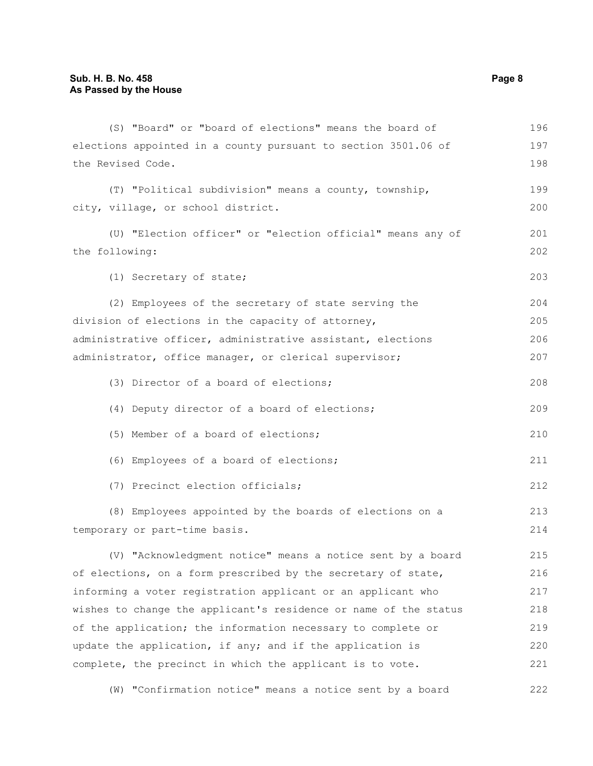(S) "Board" or "board of elections" means the board of elections appointed in a county pursuant to section 3501.06 of the Revised Code.

(T) "Political subdivision" means a county, township, city, village, or school district.

(U) "Election officer" or "election official" means any of the following:

(1) Secretary of state;

(2) Employees of the secretary of state serving the division of elections in the capacity of attorney, administrative officer, administrative assistant, elections administrator, office manager, or clerical supervisor;

(3) Director of a board of elections;

(4) Deputy director of a board of elections;

(5) Member of a board of elections;

(6) Employees of a board of elections;

(7) Precinct election officials;

(8) Employees appointed by the boards of elections on a temporary or part-time basis.

(V) "Acknowledgment notice" means a notice sent by a board of elections, on a form prescribed by the secretary of state, informing a voter registration applicant or an applicant who wishes to change the applicant's residence or name of the status of the application; the information necessary to complete or update the application, if any; and if the application is complete, the precinct in which the applicant is to vote.

(W) "Confirmation notice" means a notice sent by a board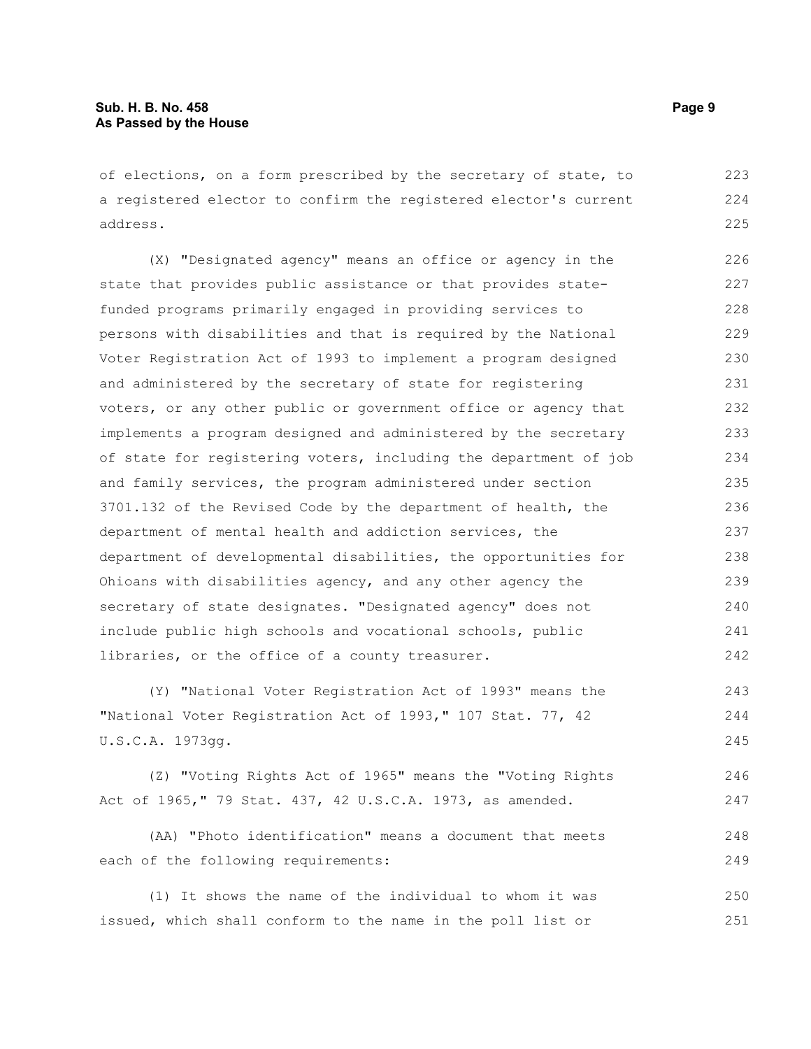of elections, on a form prescribed by the secretary of state, to a registered elector to confirm the registered elector's current address.

(X) "Designated agency" means an office or agency in the state that provides public assistance or that provides state-funded programs primarily engaged in providing services to persons with disabilities and that is required by the National Voter Registration Act of 1993 to implement a program designed and administered by the secretary of state for registering voters, or any other public or government office or agency that implements a program designed and administered by the secretary of state for registering voters, including the department of job and family services, the program administered under section 3701.132 of the Revised Code by the department of health, the department of mental health and addiction services, the department of developmental disabilities, the opportunities for Ohioans with disabilities agency, and any other agency the secretary of state designates. "Designated agency" does not include public high schools and vocational schools, public libraries, or the office of a county treasurer.

(Y) "National Voter Registration Act of 1993" means the "National Voter Registration Act of 1993," 107 Stat. 77, 42 U.S.C.A. 1973gg.

(Z) "Voting Rights Act of 1965" means the "Voting Rights Act of 1965," 79 Stat. 437, 42 U.S.C.A. 1973, as amended.

(AA) "Photo identification" means a document that meets each of the following requirements:

(1) It shows the name of the individual to whom it was issued, which shall conform to the name in the poll list or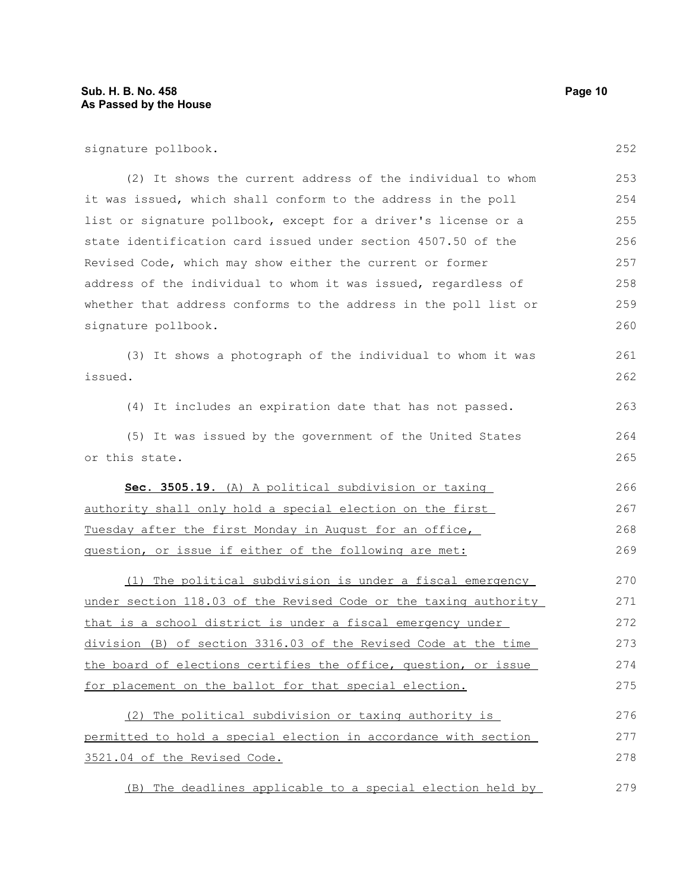signature pollbook.

(2) It shows the current address of the individual to whom it was issued, which shall conform to the address in the poll list or signature pollbook, except for a driver's license or a state identification card issued under section 4507.50 of the Revised Code, which may show either the current or former address of the individual to whom it was issued, regardless of whether that address conforms to the address in the poll list or signature pollbook.

(3) It shows a photograph of the individual to whom it was issued.

(4) It includes an expiration date that has not passed.

(5) It was issued by the government of the United States or this state.

**Sec. 3505.19.** <u>(A) A political subdivision or taxing authority shall only hold a special election on the first Tuesday after the first Monday in August for an office, question, or issue if either of the following are met:</u>

<u>(1) The political subdivision is under a fiscal emergency under section 118.03 of the Revised Code or the taxing authority that is a school district is under a fiscal emergency under division (B) of section 3316.03 of the Revised Code at the time the board of elections certifies the office, question, or issue for placement on the ballot for that special election.</u>

<u>(2) The political subdivision or taxing authority is permitted to hold a special election in accordance with section 3521.04 of the Revised Code.</u>

<u>(B) The deadlines applicable to a special election held by</u>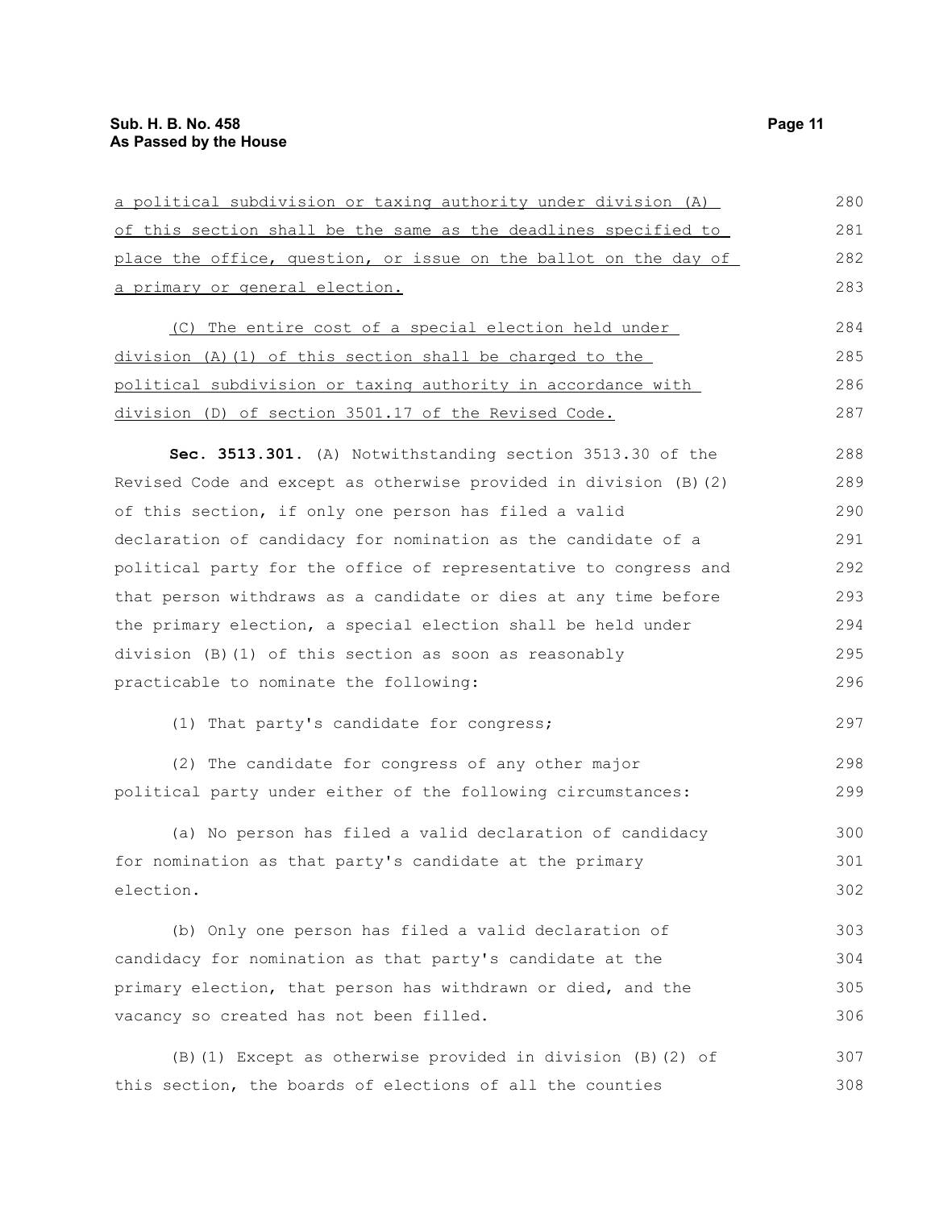a political subdivision or taxing authority under division (A) of this section shall be the same as the deadlines specified to place the office, question, or issue on the ballot on the day of a primary or general election.

(C) The entire cost of a special election held under division (A)(1) of this section shall be charged to the political subdivision or taxing authority in accordance with division (D) of section 3501.17 of the Revised Code.

**Sec. 3513.301.** (A) Notwithstanding section 3513.30 of the Revised Code and except as otherwise provided in division (B)(2) of this section, if only one person has filed a valid declaration of candidacy for nomination as the candidate of a political party for the office of representative to congress and that person withdraws as a candidate or dies at any time before the primary election, a special election shall be held under division (B)(1) of this section as soon as reasonably practicable to nominate the following:

(1) That party's candidate for congress;

(2) The candidate for congress of any other major political party under either of the following circumstances:

(a) No person has filed a valid declaration of candidacy for nomination as that party's candidate at the primary election.

(b) Only one person has filed a valid declaration of candidacy for nomination as that party's candidate at the primary election, that person has withdrawn or died, and the vacancy so created has not been filled.

(B)(1) Except as otherwise provided in division (B)(2) of this section, the boards of elections of all the counties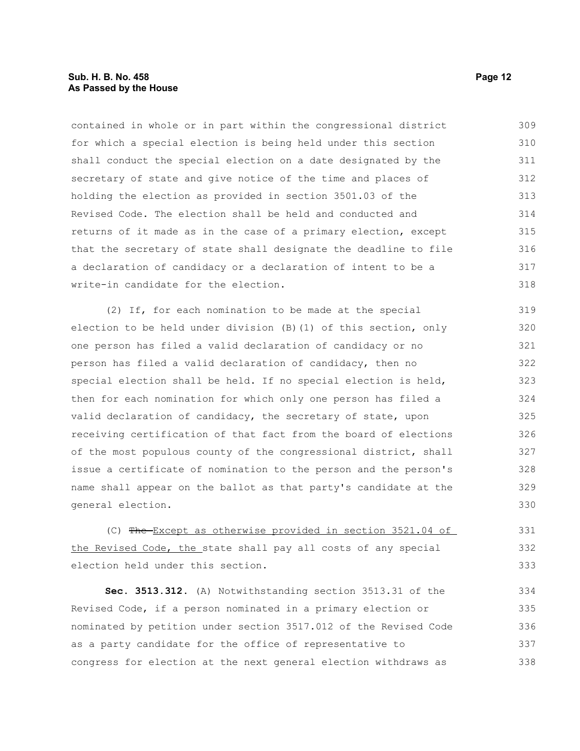contained in whole or in part within the congressional district for which a special election is being held under this section shall conduct the special election on a date designated by the secretary of state and give notice of the time and places of holding the election as provided in section 3501.03 of the Revised Code. The election shall be held and conducted and returns of it made as in the case of a primary election, except that the secretary of state shall designate the deadline to file a declaration of candidacy or a declaration of intent to be a write-in candidate for the election.

(2) If, for each nomination to be made at the special election to be held under division (B)(1) of this section, only one person has filed a valid declaration of candidacy or no person has filed a valid declaration of candidacy, then no special election shall be held. If no special election is held, then for each nomination for which only one person has filed a valid declaration of candidacy, the secretary of state, upon receiving certification of that fact from the board of elections of the most populous county of the congressional district, shall issue a certificate of nomination to the person and the person's name shall appear on the ballot as that party's candidate at the general election.

(C) ~~The~~ Except as otherwise provided in section 3521.04 of the Revised Code, the state shall pay all costs of any special election held under this section.

**Sec. 3513.312.** (A) Notwithstanding section 3513.31 of the Revised Code, if a person nominated in a primary election or nominated by petition under section 3517.012 of the Revised Code as a party candidate for the office of representative to congress for election at the next general election withdraws as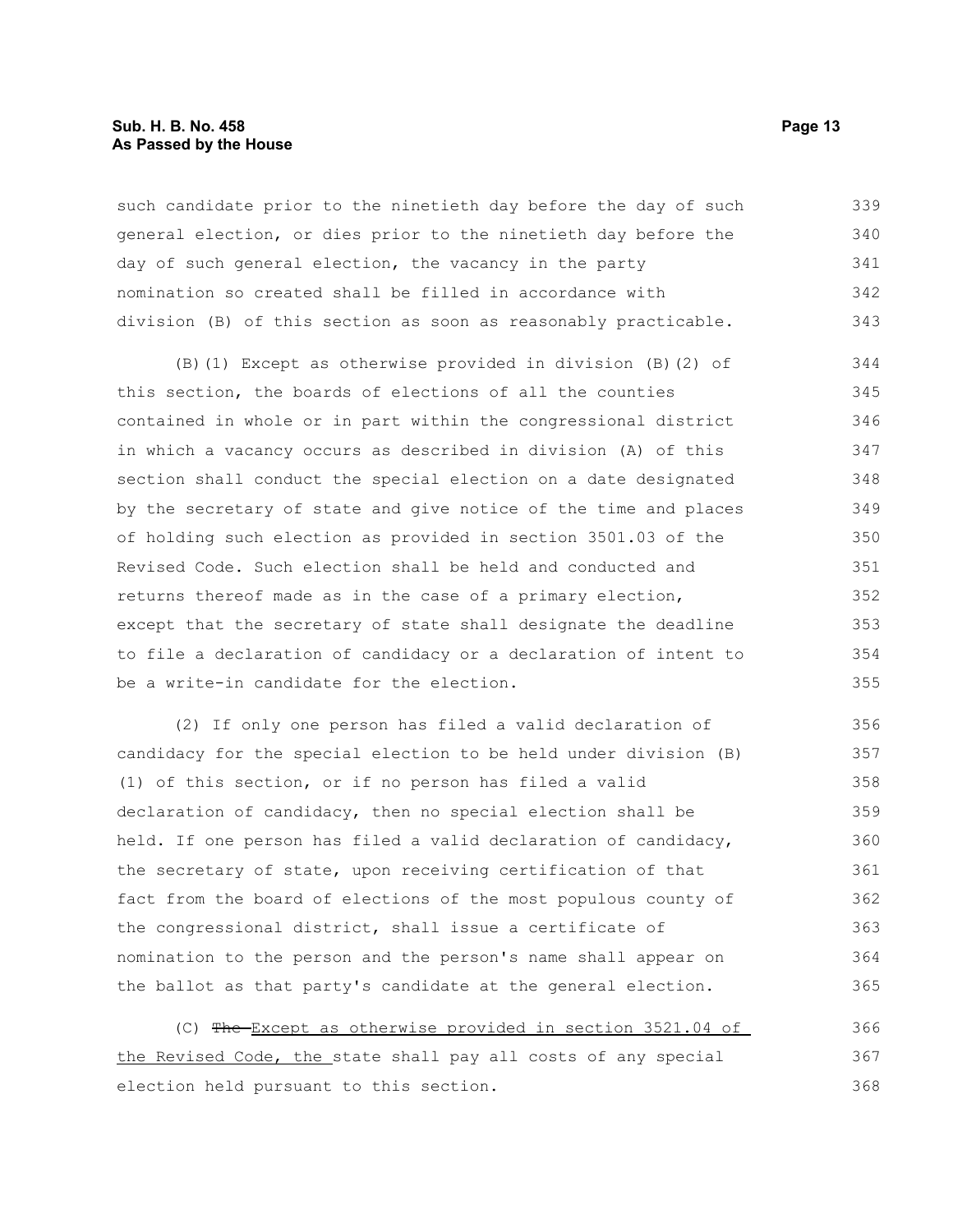such candidate prior to the ninetieth day before the day of such general election, or dies prior to the ninetieth day before the day of such general election, the vacancy in the party nomination so created shall be filled in accordance with division (B) of this section as soon as reasonably practicable.

(B)(1) Except as otherwise provided in division (B)(2) of this section, the boards of elections of all the counties contained in whole or in part within the congressional district in which a vacancy occurs as described in division (A) of this section shall conduct the special election on a date designated by the secretary of state and give notice of the time and places of holding such election as provided in section 3501.03 of the Revised Code. Such election shall be held and conducted and returns thereof made as in the case of a primary election, except that the secretary of state shall designate the deadline to file a declaration of candidacy or a declaration of intent to be a write-in candidate for the election.

(2) If only one person has filed a valid declaration of candidacy for the special election to be held under division (B)(1) of this section, or if no person has filed a valid declaration of candidacy, then no special election shall be held. If one person has filed a valid declaration of candidacy, the secretary of state, upon receiving certification of that fact from the board of elections of the most populous county of the congressional district, shall issue a certificate of nomination to the person and the person's name shall appear on the ballot as that party's candidate at the general election.

(C) ~~The~~ Except as otherwise provided in section 3521.04 of the Revised Code, the state shall pay all costs of any special election held pursuant to this section.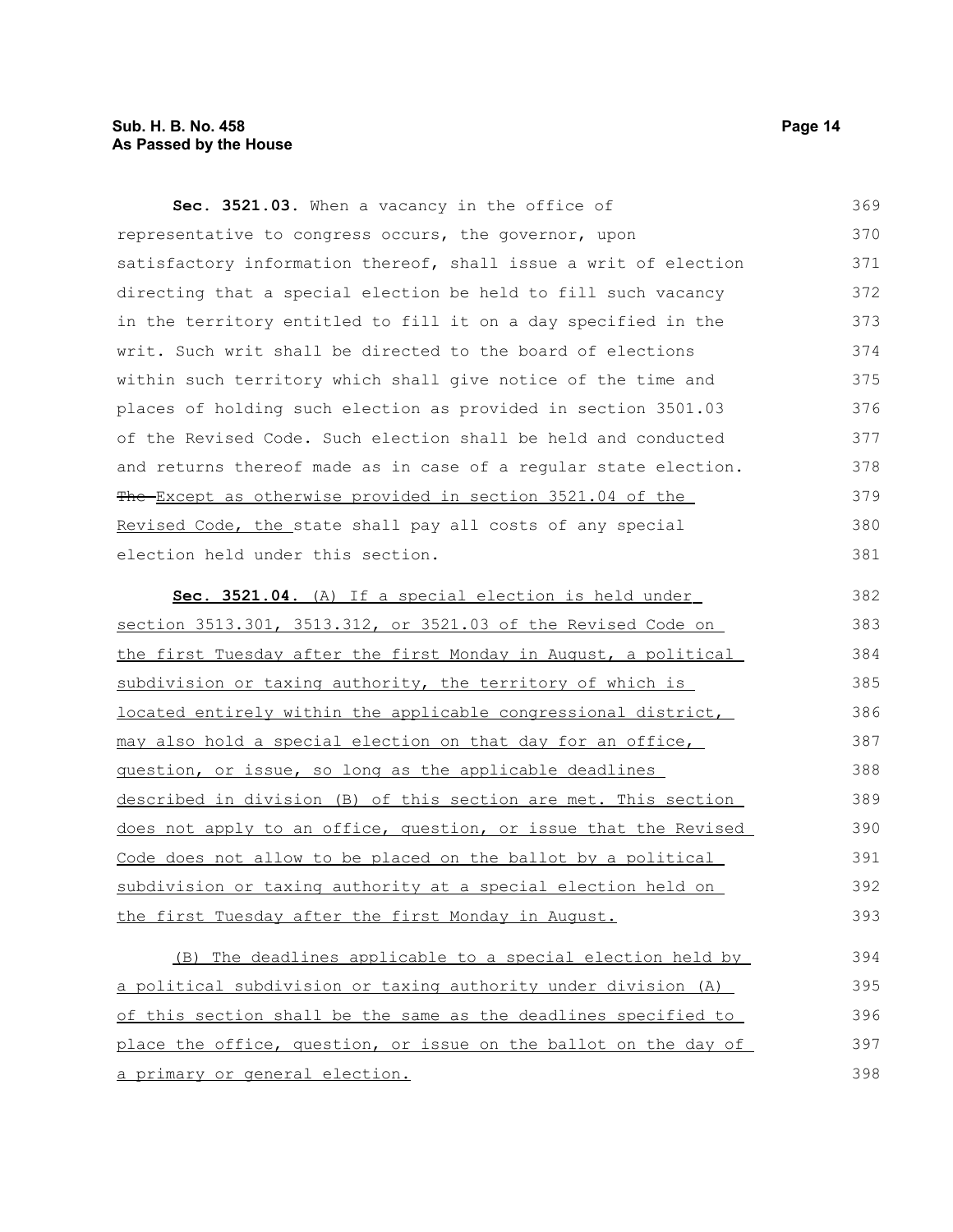**Sec. 3521.03.** When a vacancy in the office of representative to congress occurs, the governor, upon satisfactory information thereof, shall issue a writ of election directing that a special election be held to fill such vacancy in the territory entitled to fill it on a day specified in the writ. Such writ shall be directed to the board of elections within such territory which shall give notice of the time and places of holding such election as provided in section 3501.03 of the Revised Code. Such election shall be held and conducted and returns thereof made as in case of a regular state election. ~~The~~ Except as otherwise provided in section 3521.04 of the Revised Code, the state shall pay all costs of any special election held under this section.

**Sec. 3521.04.** (A) If a special election is held under section 3513.301, 3513.312, or 3521.03 of the Revised Code on the first Tuesday after the first Monday in August, a political subdivision or taxing authority, the territory of which is located entirely within the applicable congressional district, may also hold a special election on that day for an office, question, or issue, so long as the applicable deadlines described in division (B) of this section are met. This section does not apply to an office, question, or issue that the Revised Code does not allow to be placed on the ballot by a political subdivision or taxing authority at a special election held on the first Tuesday after the first Monday in August.

(B) The deadlines applicable to a special election held by a political subdivision or taxing authority under division (A) of this section shall be the same as the deadlines specified to place the office, question, or issue on the ballot on the day of a primary or general election.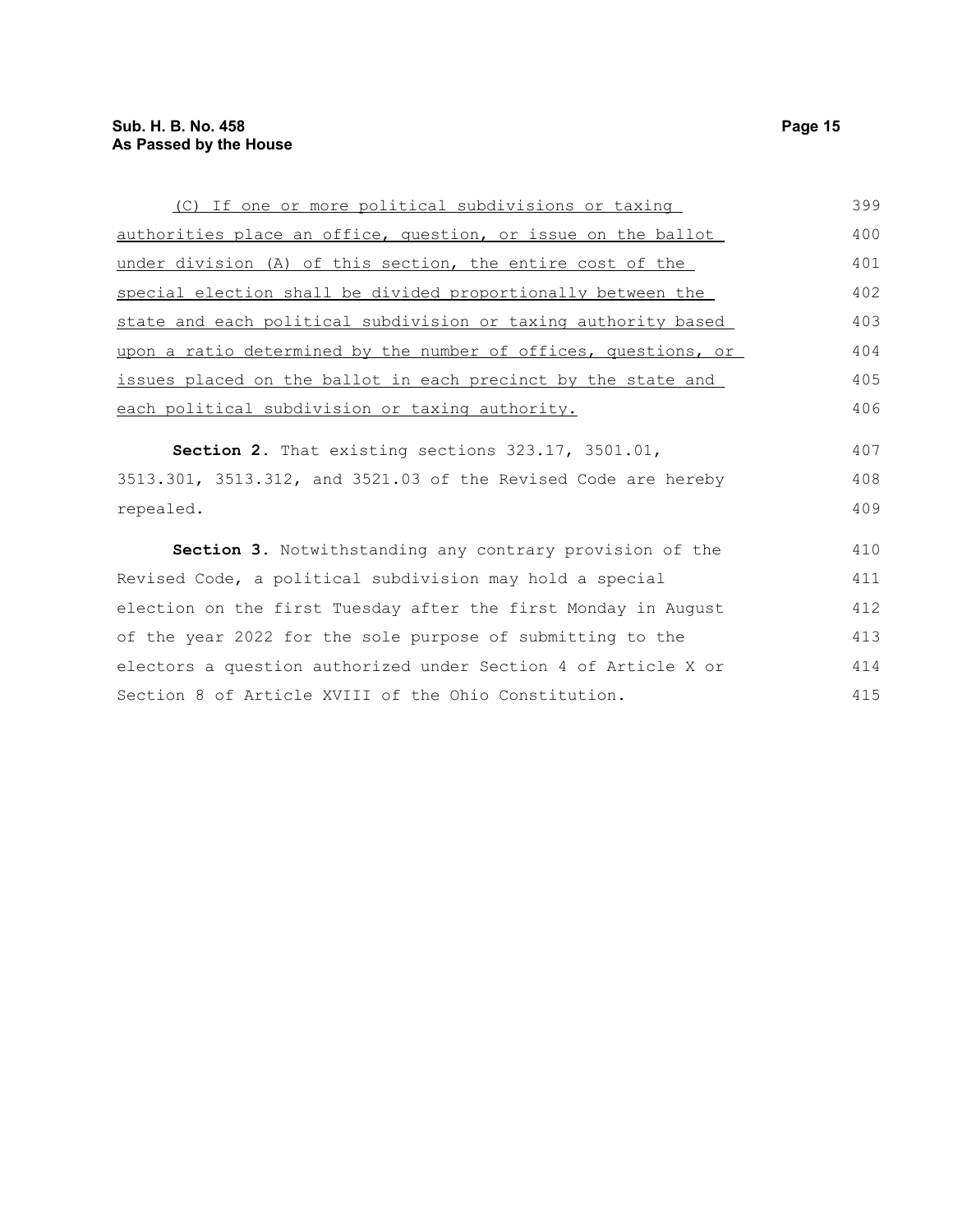(C) If one or more political subdivisions or taxing authorities place an office, question, or issue on the ballot under division (A) of this section, the entire cost of the special election shall be divided proportionally between the state and each political subdivision or taxing authority based upon a ratio determined by the number of offices, questions, or issues placed on the ballot in each precinct by the state and each political subdivision or taxing authority.

**Section 2.** That existing sections 323.17, 3501.01, 3513.301, 3513.312, and 3521.03 of the Revised Code are hereby repealed.

**Section 3.** Notwithstanding any contrary provision of the Revised Code, a political subdivision may hold a special election on the first Tuesday after the first Monday in August of the year 2022 for the sole purpose of submitting to the electors a question authorized under Section 4 of Article X or Section 8 of Article XVIII of the Ohio Constitution.